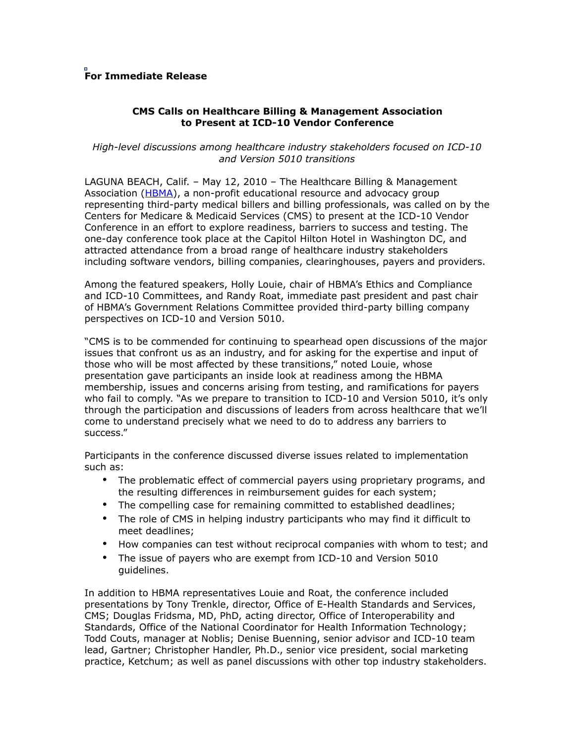**For Immediate Release**

## CMS Calls on Healthcare Billing & Management Association to Present at ICD-10 Vendor Conference

*High-level discussions among healthcare industry stakeholders focused on ICD-10 and Version 5010 transitions*

LAGUNA BEACH, Calif. – May 12, 2010 – The Healthcare Billing & Management Association (HBMA), a non-profit educational resource and advocacy group representing third-party medical billers and billing professionals, was called on by the Centers for Medicare & Medicaid Services (CMS) to present at the ICD-10 Vendor Conference in an effort to explore readiness, barriers to success and testing. The one-day conference took place at the Capitol Hilton Hotel in Washington DC, and attracted attendance from a broad range of healthcare industry stakeholders including software vendors, billing companies, clearinghouses, payers and providers.

Among the featured speakers, Holly Louie, chair of HBMA's Ethics and Compliance and ICD-10 Committees, and Randy Roat, immediate past president and past chair of HBMA's Government Relations Committee provided third-party billing company perspectives on ICD-10 and Version 5010.

"CMS is to be commended for continuing to spearhead open discussions of the major issues that confront us as an industry, and for asking for the expertise and input of those who will be most affected by these transitions," noted Louie, whose presentation gave participants an inside look at readiness among the HBMA membership, issues and concerns arising from testing, and ramifications for payers who fail to comply. "As we prepare to transition to ICD-10 and Version 5010, it's only through the participation and discussions of leaders from across healthcare that we'll come to understand precisely what we need to do to address any barriers to success."

Participants in the conference discussed diverse issues related to implementation such as:

- The problematic effect of commercial payers using proprietary programs, and the resulting differences in reimbursement guides for each system;
- The compelling case for remaining committed to established deadlines;
- The role of CMS in helping industry participants who may find it difficult to meet deadlines;
- How companies can test without reciprocal companies with whom to test; and
- The issue of payers who are exempt from ICD-10 and Version 5010 guidelines.

In addition to HBMA representatives Louie and Roat, the conference included presentations by Tony Trenkle, director, Office of E-Health Standards and Services, CMS; Douglas Fridsma, MD, PhD, acting director, Office of Interoperability and Standards, Office of the National Coordinator for Health Information Technology; Todd Couts, manager at Noblis; Denise Buenning, senior advisor and ICD-10 team lead, Gartner; Christopher Handler, Ph.D., senior vice president, social marketing practice, Ketchum; as well as panel discussions with other top industry stakeholders.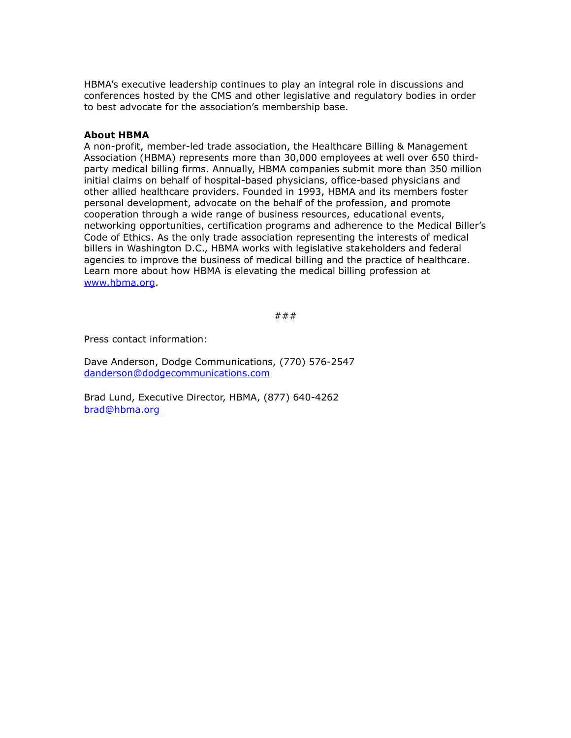HBMA's executive leadership continues to play an integral role in discussions and conferences hosted by the CMS and other legislative and regulatory bodies in order to best advocate for the association's membership base.

**About HBMA**

A non-profit, member-led trade association, the Healthcare Billing & Management Association (HBMA) represents more than 30,000 employees at well over 650 third-party medical billing firms. Annually, HBMA companies submit more than 350 million initial claims on behalf of hospital-based physicians, office-based physicians and other allied healthcare providers. Founded in 1993, HBMA and its members foster personal development, advocate on the behalf of the profession, and promote cooperation through a wide range of business resources, educational events, networking opportunities, certification programs and adherence to the Medical Biller's Code of Ethics. As the only trade association representing the interests of medical billers in Washington D.C., HBMA works with legislative stakeholders and federal agencies to improve the business of medical billing and the practice of healthcare. Learn more about how HBMA is elevating the medical billing profession at [www.hbma.org](http://www.hbma.org).

###

Press contact information:

Dave Anderson, Dodge Communications, (770) 576-2547
[danderson@dodgecommunications.com](mailto:danderson@dodgecommunications.com)

Brad Lund, Executive Director, HBMA, (877) 640-4262
[brad@hbma.org](mailto:brad@hbma.org)